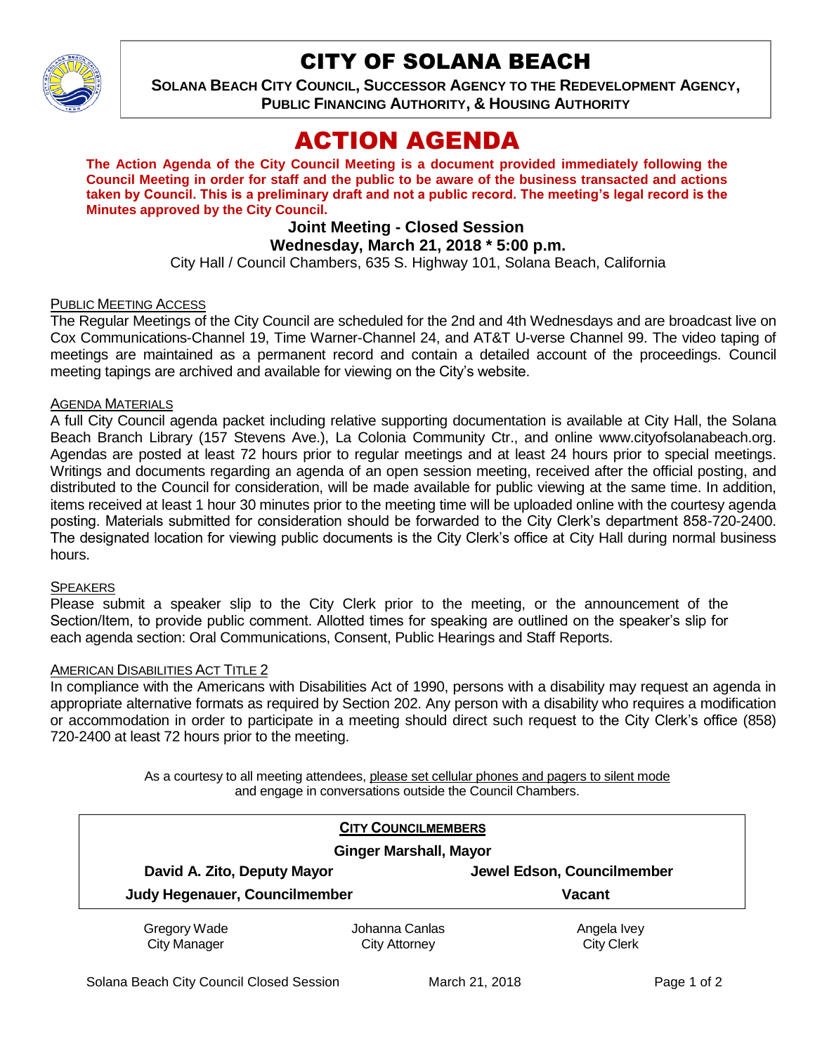# CITY OF SOLANA BEACH

**SOLANA BEACH CITY COUNCIL, SUCCESSOR AGENCY TO THE REDEVELOPMENT AGENCY, PUBLIC FINANCING AUTHORITY, & HOUSING AUTHORITY**

# ACTION AGENDA

**The Action Agenda of the City Council Meeting is a document provided immediately following the Council Meeting in order for staff and the public to be aware of the business transacted and actions taken by Council. This is a preliminary draft and not a public record. The meeting's legal record is the Minutes approved by the City Council.**

**Joint Meeting - Closed Session**

**Wednesday, March 21, 2018 * 5:00 p.m.**

City Hall / Council Chambers, 635 S. Highway 101, Solana Beach, California

PUBLIC MEETING ACCESS

The Regular Meetings of the City Council are scheduled for the 2nd and 4th Wednesdays and are broadcast live on Cox Communications-Channel 19, Time Warner-Channel 24, and AT&T U-verse Channel 99. The video taping of meetings are maintained as a permanent record and contain a detailed account of the proceedings. Council meeting tapings are archived and available for viewing on the City's website.

AGENDA MATERIALS

A full City Council agenda packet including relative supporting documentation is available at City Hall, the Solana Beach Branch Library (157 Stevens Ave.), La Colonia Community Ctr., and online www.cityofsolanabeach.org. Agendas are posted at least 72 hours prior to regular meetings and at least 24 hours prior to special meetings. Writings and documents regarding an agenda of an open session meeting, received after the official posting, and distributed to the Council for consideration, will be made available for public viewing at the same time. In addition, items received at least 1 hour 30 minutes prior to the meeting time will be uploaded online with the courtesy agenda posting. Materials submitted for consideration should be forwarded to the City Clerk's department 858-720-2400. The designated location for viewing public documents is the City Clerk's office at City Hall during normal business hours.

SPEAKERS

Please submit a speaker slip to the City Clerk prior to the meeting, or the announcement of the Section/Item, to provide public comment. Allotted times for speaking are outlined on the speaker's slip for each agenda section: Oral Communications, Consent, Public Hearings and Staff Reports.

AMERICAN DISABILITIES ACT TITLE 2

In compliance with the Americans with Disabilities Act of 1990, persons with a disability may request an agenda in appropriate alternative formats as required by Section 202. Any person with a disability who requires a modification or accommodation in order to participate in a meeting should direct such request to the City Clerk's office (858) 720-2400 at least 72 hours prior to the meeting.

As a courtesy to all meeting attendees, please set cellular phones and pagers to silent mode and engage in conversations outside the Council Chambers.

**CITY COUNCILMEMBERS**

**Ginger Marshall, Mayor**

| | |
|---|---|
| **David A. Zito, Deputy Mayor** | **Jewel Edson, Councilmember** |
| **Judy Hegenauer, Councilmember** | **Vacant** |

| Gregory Wade | Johanna Canlas | Angela Ivey |
|---|---|---|
| City Manager | City Attorney | City Clerk |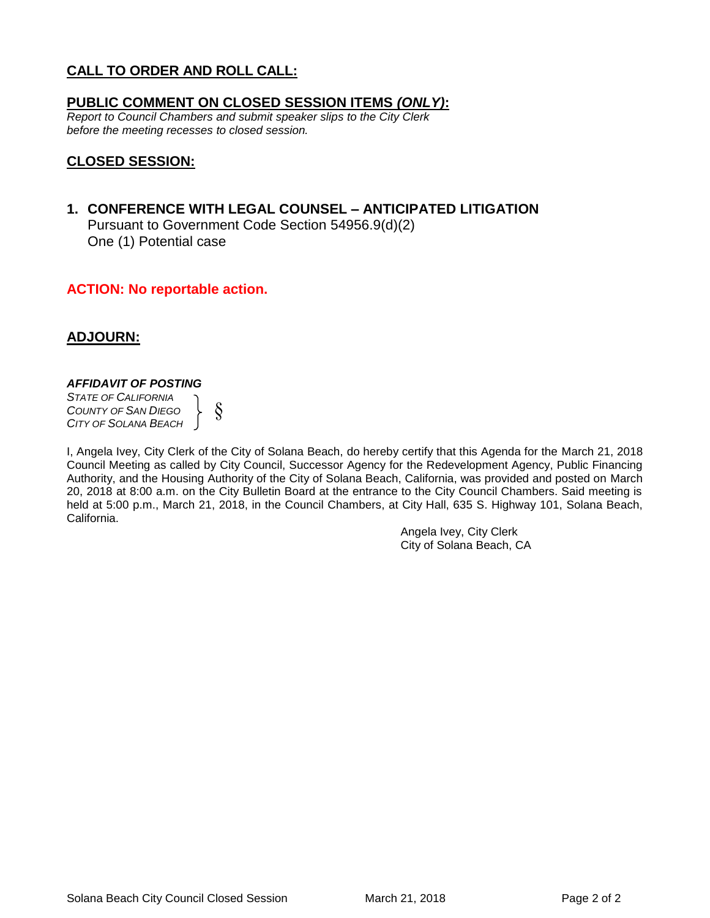## CALL TO ORDER AND ROLL CALL:

## PUBLIC COMMENT ON CLOSED SESSION ITEMS *(ONLY)*:

*Report to Council Chambers and submit speaker slips to the City Clerk before the meeting recesses to closed session.*

## CLOSED SESSION:

### 1. CONFERENCE WITH LEGAL COUNSEL – ANTICIPATED LITIGATION

Pursuant to Government Code Section 54956.9(d)(2)
One (1) Potential case

**ACTION: No reportable action.**

## ADJOURN:

***AFFIDAVIT OF POSTING***

*STATE OF CALIFORNIA*
*COUNTY OF SAN DIEGO* §
*CITY OF SOLANA BEACH*

I, Angela Ivey, City Clerk of the City of Solana Beach, do hereby certify that this Agenda for the March 21, 2018 Council Meeting as called by City Council, Successor Agency for the Redevelopment Agency, Public Financing Authority, and the Housing Authority of the City of Solana Beach, California, was provided and posted on March 20, 2018 at 8:00 a.m. on the City Bulletin Board at the entrance to the City Council Chambers. Said meeting is held at 5:00 p.m., March 21, 2018, in the Council Chambers, at City Hall, 635 S. Highway 101, Solana Beach, California.

Angela Ivey, City Clerk
City of Solana Beach, CA